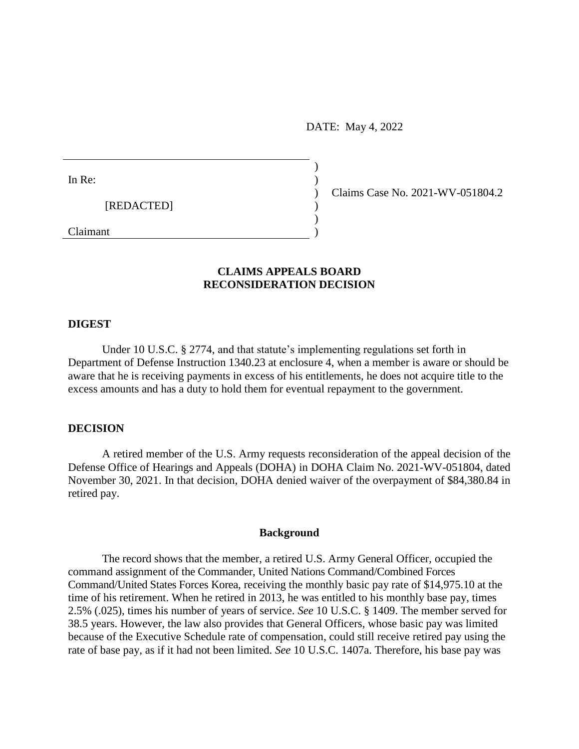DATE: May 4, 2022

In Re:

[REDACTED]

Claimant

Claims Case No. 2021-WV-051804.2

## CLAIMS APPEALS BOARD RECONSIDERATION DECISION

### DIGEST

Under 10 U.S.C. § 2774, and that statute's implementing regulations set forth in Department of Defense Instruction 1340.23 at enclosure 4, when a member is aware or should be aware that he is receiving payments in excess of his entitlements, he does not acquire title to the excess amounts and has a duty to hold them for eventual repayment to the government.

### DECISION

A retired member of the U.S. Army requests reconsideration of the appeal decision of the Defense Office of Hearings and Appeals (DOHA) in DOHA Claim No. 2021-WV-051804, dated November 30, 2021. In that decision, DOHA denied waiver of the overpayment of $84,380.84 in retired pay.

#### Background

The record shows that the member, a retired U.S. Army General Officer, occupied the command assignment of the Commander, United Nations Command/Combined Forces Command/United States Forces Korea, receiving the monthly basic pay rate of $14,975.10 at the time of his retirement. When he retired in 2013, he was entitled to his monthly base pay, times 2.5% (.025), times his number of years of service. *See* 10 U.S.C. § 1409. The member served for 38.5 years. However, the law also provides that General Officers, whose basic pay was limited because of the Executive Schedule rate of compensation, could still receive retired pay using the rate of base pay, as if it had not been limited. *See* 10 U.S.C. 1407a. Therefore, his base pay was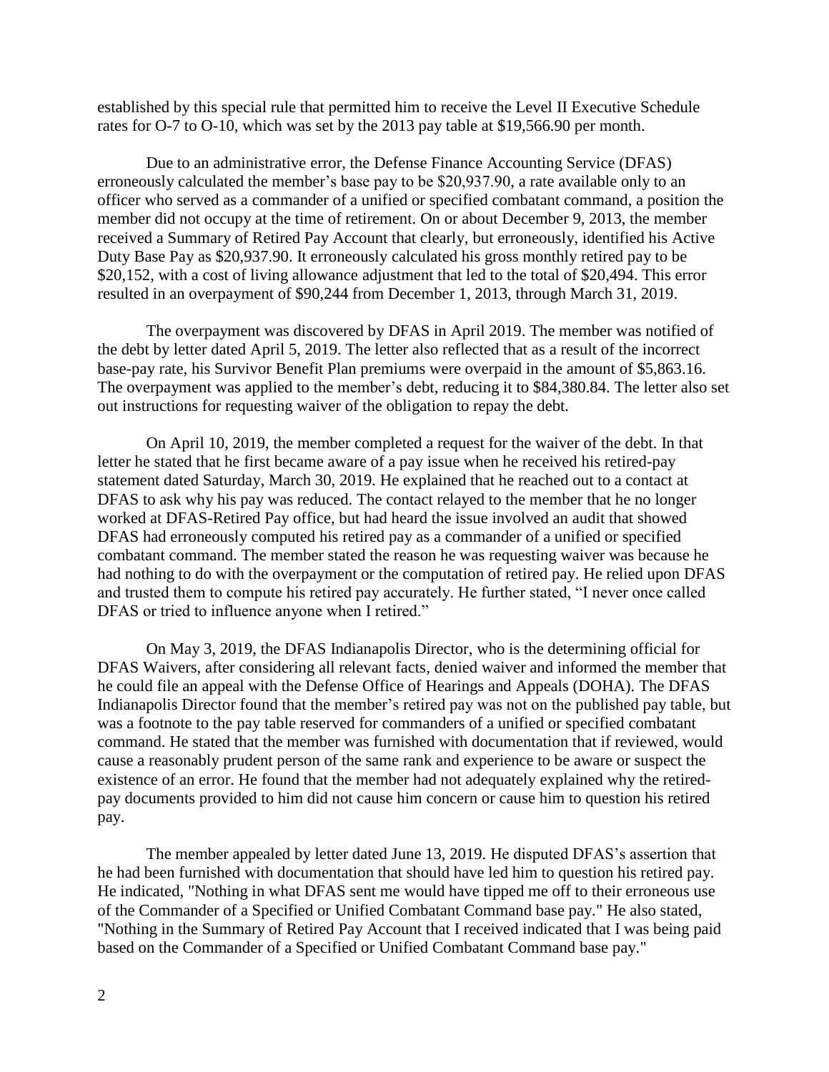established by this special rule that permitted him to receive the Level II Executive Schedule rates for O-7 to O-10, which was set by the 2013 pay table at $19,566.90 per month.

Due to an administrative error, the Defense Finance Accounting Service (DFAS) erroneously calculated the member's base pay to be $20,937.90, a rate available only to an officer who served as a commander of a unified or specified combatant command, a position the member did not occupy at the time of retirement. On or about December 9, 2013, the member received a Summary of Retired Pay Account that clearly, but erroneously, identified his Active Duty Base Pay as $20,937.90. It erroneously calculated his gross monthly retired pay to be $20,152, with a cost of living allowance adjustment that led to the total of $20,494. This error resulted in an overpayment of $90,244 from December 1, 2013, through March 31, 2019.

The overpayment was discovered by DFAS in April 2019. The member was notified of the debt by letter dated April 5, 2019. The letter also reflected that as a result of the incorrect base-pay rate, his Survivor Benefit Plan premiums were overpaid in the amount of $5,863.16. The overpayment was applied to the member's debt, reducing it to $84,380.84. The letter also set out instructions for requesting waiver of the obligation to repay the debt.

On April 10, 2019, the member completed a request for the waiver of the debt. In that letter he stated that he first became aware of a pay issue when he received his retired-pay statement dated Saturday, March 30, 2019. He explained that he reached out to a contact at DFAS to ask why his pay was reduced. The contact relayed to the member that he no longer worked at DFAS-Retired Pay office, but had heard the issue involved an audit that showed DFAS had erroneously computed his retired pay as a commander of a unified or specified combatant command. The member stated the reason he was requesting waiver was because he had nothing to do with the overpayment or the computation of retired pay. He relied upon DFAS and trusted them to compute his retired pay accurately. He further stated, "I never once called DFAS or tried to influence anyone when I retired."

On May 3, 2019, the DFAS Indianapolis Director, who is the determining official for DFAS Waivers, after considering all relevant facts, denied waiver and informed the member that he could file an appeal with the Defense Office of Hearings and Appeals (DOHA). The DFAS Indianapolis Director found that the member's retired pay was not on the published pay table, but was a footnote to the pay table reserved for commanders of a unified or specified combatant command. He stated that the member was furnished with documentation that if reviewed, would cause a reasonably prudent person of the same rank and experience to be aware or suspect the existence of an error. He found that the member had not adequately explained why the retired-pay documents provided to him did not cause him concern or cause him to question his retired pay.

The member appealed by letter dated June 13, 2019. He disputed DFAS's assertion that he had been furnished with documentation that should have led him to question his retired pay. He indicated, "Nothing in what DFAS sent me would have tipped me off to their erroneous use of the Commander of a Specified or Unified Combatant Command base pay." He also stated, "Nothing in the Summary of Retired Pay Account that I received indicated that I was being paid based on the Commander of a Specified or Unified Combatant Command base pay."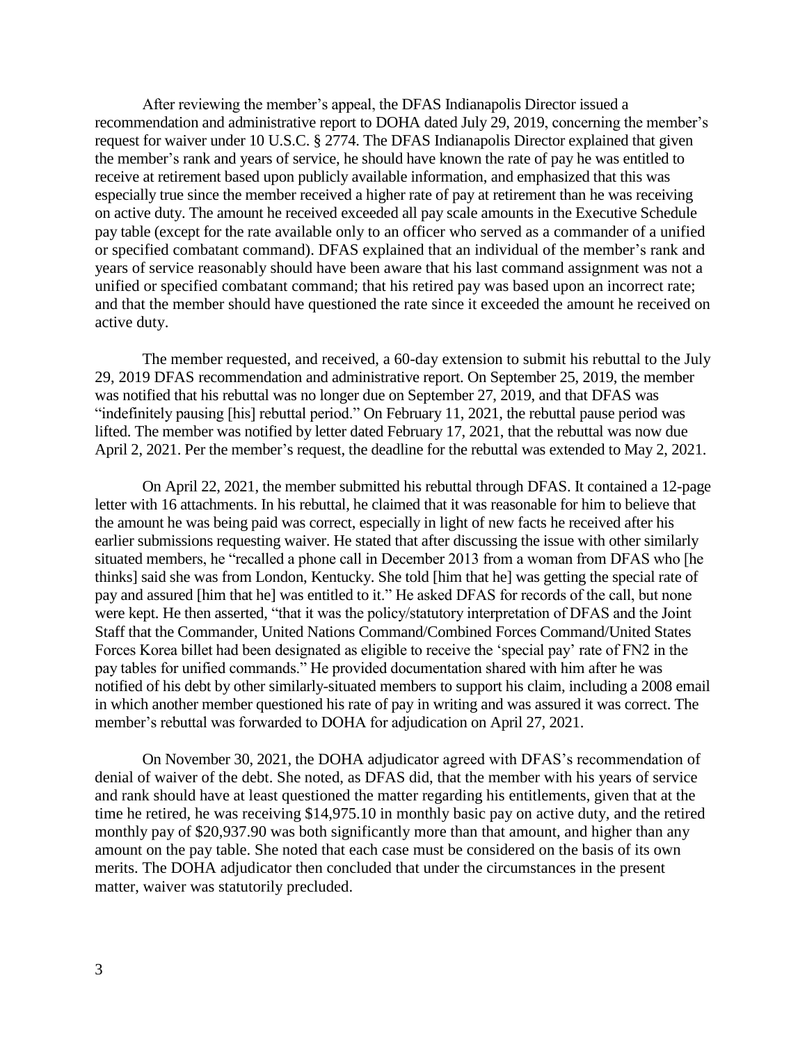After reviewing the member's appeal, the DFAS Indianapolis Director issued a recommendation and administrative report to DOHA dated July 29, 2019, concerning the member's request for waiver under 10 U.S.C. § 2774. The DFAS Indianapolis Director explained that given the member's rank and years of service, he should have known the rate of pay he was entitled to receive at retirement based upon publicly available information, and emphasized that this was especially true since the member received a higher rate of pay at retirement than he was receiving on active duty. The amount he received exceeded all pay scale amounts in the Executive Schedule pay table (except for the rate available only to an officer who served as a commander of a unified or specified combatant command). DFAS explained that an individual of the member's rank and years of service reasonably should have been aware that his last command assignment was not a unified or specified combatant command; that his retired pay was based upon an incorrect rate; and that the member should have questioned the rate since it exceeded the amount he received on active duty.

The member requested, and received, a 60-day extension to submit his rebuttal to the July 29, 2019 DFAS recommendation and administrative report. On September 25, 2019, the member was notified that his rebuttal was no longer due on September 27, 2019, and that DFAS was "indefinitely pausing [his] rebuttal period." On February 11, 2021, the rebuttal pause period was lifted. The member was notified by letter dated February 17, 2021, that the rebuttal was now due April 2, 2021. Per the member's request, the deadline for the rebuttal was extended to May 2, 2021.

On April 22, 2021, the member submitted his rebuttal through DFAS. It contained a 12-page letter with 16 attachments. In his rebuttal, he claimed that it was reasonable for him to believe that the amount he was being paid was correct, especially in light of new facts he received after his earlier submissions requesting waiver. He stated that after discussing the issue with other similarly situated members, he "recalled a phone call in December 2013 from a woman from DFAS who [he thinks] said she was from London, Kentucky. She told [him that he] was getting the special rate of pay and assured [him that he] was entitled to it." He asked DFAS for records of the call, but none were kept. He then asserted, "that it was the policy/statutory interpretation of DFAS and the Joint Staff that the Commander, United Nations Command/Combined Forces Command/United States Forces Korea billet had been designated as eligible to receive the 'special pay' rate of FN2 in the pay tables for unified commands." He provided documentation shared with him after he was notified of his debt by other similarly-situated members to support his claim, including a 2008 email in which another member questioned his rate of pay in writing and was assured it was correct. The member's rebuttal was forwarded to DOHA for adjudication on April 27, 2021.

On November 30, 2021, the DOHA adjudicator agreed with DFAS's recommendation of denial of waiver of the debt. She noted, as DFAS did, that the member with his years of service and rank should have at least questioned the matter regarding his entitlements, given that at the time he retired, he was receiving $14,975.10 in monthly basic pay on active duty, and the retired monthly pay of $20,937.90 was both significantly more than that amount, and higher than any amount on the pay table. She noted that each case must be considered on the basis of its own merits. The DOHA adjudicator then concluded that under the circumstances in the present matter, waiver was statutorily precluded.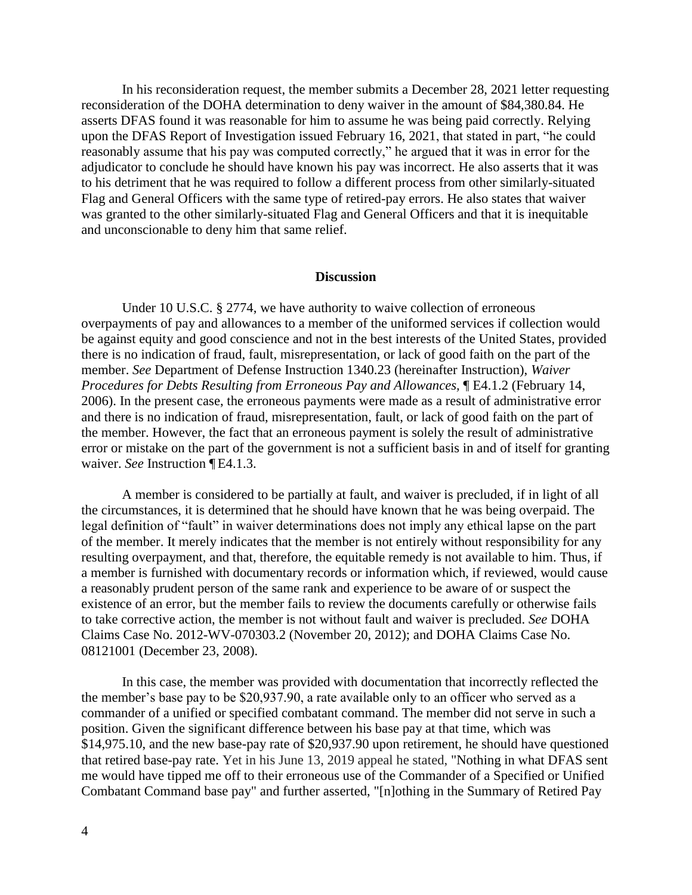In his reconsideration request, the member submits a December 28, 2021 letter requesting reconsideration of the DOHA determination to deny waiver in the amount of $84,380.84. He asserts DFAS found it was reasonable for him to assume he was being paid correctly. Relying upon the DFAS Report of Investigation issued February 16, 2021, that stated in part, "he could reasonably assume that his pay was computed correctly," he argued that it was in error for the adjudicator to conclude he should have known his pay was incorrect. He also asserts that it was to his detriment that he was required to follow a different process from other similarly-situated Flag and General Officers with the same type of retired-pay errors. He also states that waiver was granted to the other similarly-situated Flag and General Officers and that it is inequitable and unconscionable to deny him that same relief.

## Discussion

Under 10 U.S.C. § 2774, we have authority to waive collection of erroneous overpayments of pay and allowances to a member of the uniformed services if collection would be against equity and good conscience and not in the best interests of the United States, provided there is no indication of fraud, fault, misrepresentation, or lack of good faith on the part of the member. *See* Department of Defense Instruction 1340.23 (hereinafter Instruction), *Waiver Procedures for Debts Resulting from Erroneous Pay and Allowances,* ¶ E4.1.2 (February 14, 2006). In the present case, the erroneous payments were made as a result of administrative error and there is no indication of fraud, misrepresentation, fault, or lack of good faith on the part of the member. However, the fact that an erroneous payment is solely the result of administrative error or mistake on the part of the government is not a sufficient basis in and of itself for granting waiver. *See* Instruction ¶ E4.1.3.

A member is considered to be partially at fault, and waiver is precluded, if in light of all the circumstances, it is determined that he should have known that he was being overpaid. The legal definition of "fault" in waiver determinations does not imply any ethical lapse on the part of the member. It merely indicates that the member is not entirely without responsibility for any resulting overpayment, and that, therefore, the equitable remedy is not available to him. Thus, if a member is furnished with documentary records or information which, if reviewed, would cause a reasonably prudent person of the same rank and experience to be aware of or suspect the existence of an error, but the member fails to review the documents carefully or otherwise fails to take corrective action, the member is not without fault and waiver is precluded. *See* DOHA Claims Case No. 2012-WV-070303.2 (November 20, 2012); and DOHA Claims Case No. 08121001 (December 23, 2008).

In this case, the member was provided with documentation that incorrectly reflected the the member's base pay to be $20,937.90, a rate available only to an officer who served as a commander of a unified or specified combatant command. The member did not serve in such a position. Given the significant difference between his base pay at that time, which was $14,975.10, and the new base-pay rate of $20,937.90 upon retirement, he should have questioned that retired base-pay rate. Yet in his June 13, 2019 appeal he stated, "Nothing in what DFAS sent me would have tipped me off to their erroneous use of the Commander of a Specified or Unified Combatant Command base pay" and further asserted, "[n]othing in the Summary of Retired Pay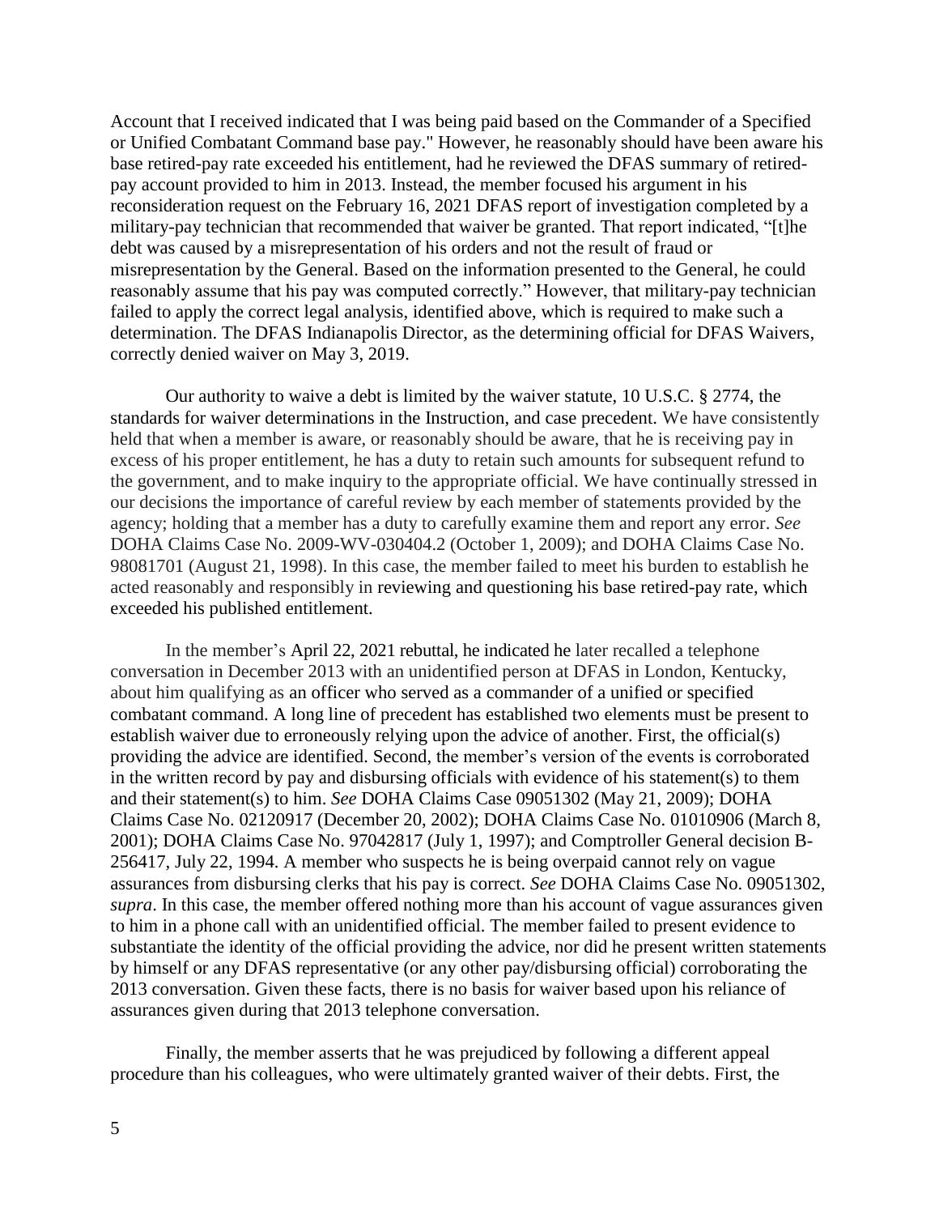Account that I received indicated that I was being paid based on the Commander of a Specified or Unified Combatant Command base pay." However, he reasonably should have been aware his base retired-pay rate exceeded his entitlement, had he reviewed the DFAS summary of retired-pay account provided to him in 2013. Instead, the member focused his argument in his reconsideration request on the February 16, 2021 DFAS report of investigation completed by a military-pay technician that recommended that waiver be granted. That report indicated, "[t]he debt was caused by a misrepresentation of his orders and not the result of fraud or misrepresentation by the General. Based on the information presented to the General, he could reasonably assume that his pay was computed correctly." However, that military-pay technician failed to apply the correct legal analysis, identified above, which is required to make such a determination. The DFAS Indianapolis Director, as the determining official for DFAS Waivers, correctly denied waiver on May 3, 2019.

Our authority to waive a debt is limited by the waiver statute, 10 U.S.C. § 2774, the standards for waiver determinations in the Instruction, and case precedent. We have consistently held that when a member is aware, or reasonably should be aware, that he is receiving pay in excess of his proper entitlement, he has a duty to retain such amounts for subsequent refund to the government, and to make inquiry to the appropriate official. We have continually stressed in our decisions the importance of careful review by each member of statements provided by the agency; holding that a member has a duty to carefully examine them and report any error. *See* DOHA Claims Case No. 2009-WV-030404.2 (October 1, 2009); and DOHA Claims Case No. 98081701 (August 21, 1998). In this case, the member failed to meet his burden to establish he acted reasonably and responsibly in reviewing and questioning his base retired-pay rate, which exceeded his published entitlement.

In the member's April 22, 2021 rebuttal, he indicated he later recalled a telephone conversation in December 2013 with an unidentified person at DFAS in London, Kentucky, about him qualifying as an officer who served as a commander of a unified or specified combatant command. A long line of precedent has established two elements must be present to establish waiver due to erroneously relying upon the advice of another. First, the official(s) providing the advice are identified. Second, the member's version of the events is corroborated in the written record by pay and disbursing officials with evidence of his statement(s) to them and their statement(s) to him. *See* DOHA Claims Case 09051302 (May 21, 2009); DOHA Claims Case No. 02120917 (December 20, 2002); DOHA Claims Case No. 01010906 (March 8, 2001); DOHA Claims Case No. 97042817 (July 1, 1997); and Comptroller General decision B-256417, July 22, 1994. A member who suspects he is being overpaid cannot rely on vague assurances from disbursing clerks that his pay is correct. *See* DOHA Claims Case No. 09051302, *supra*. In this case, the member offered nothing more than his account of vague assurances given to him in a phone call with an unidentified official. The member failed to present evidence to substantiate the identity of the official providing the advice, nor did he present written statements by himself or any DFAS representative (or any other pay/disbursing official) corroborating the 2013 conversation. Given these facts, there is no basis for waiver based upon his reliance of assurances given during that 2013 telephone conversation.

Finally, the member asserts that he was prejudiced by following a different appeal procedure than his colleagues, who were ultimately granted waiver of their debts. First, the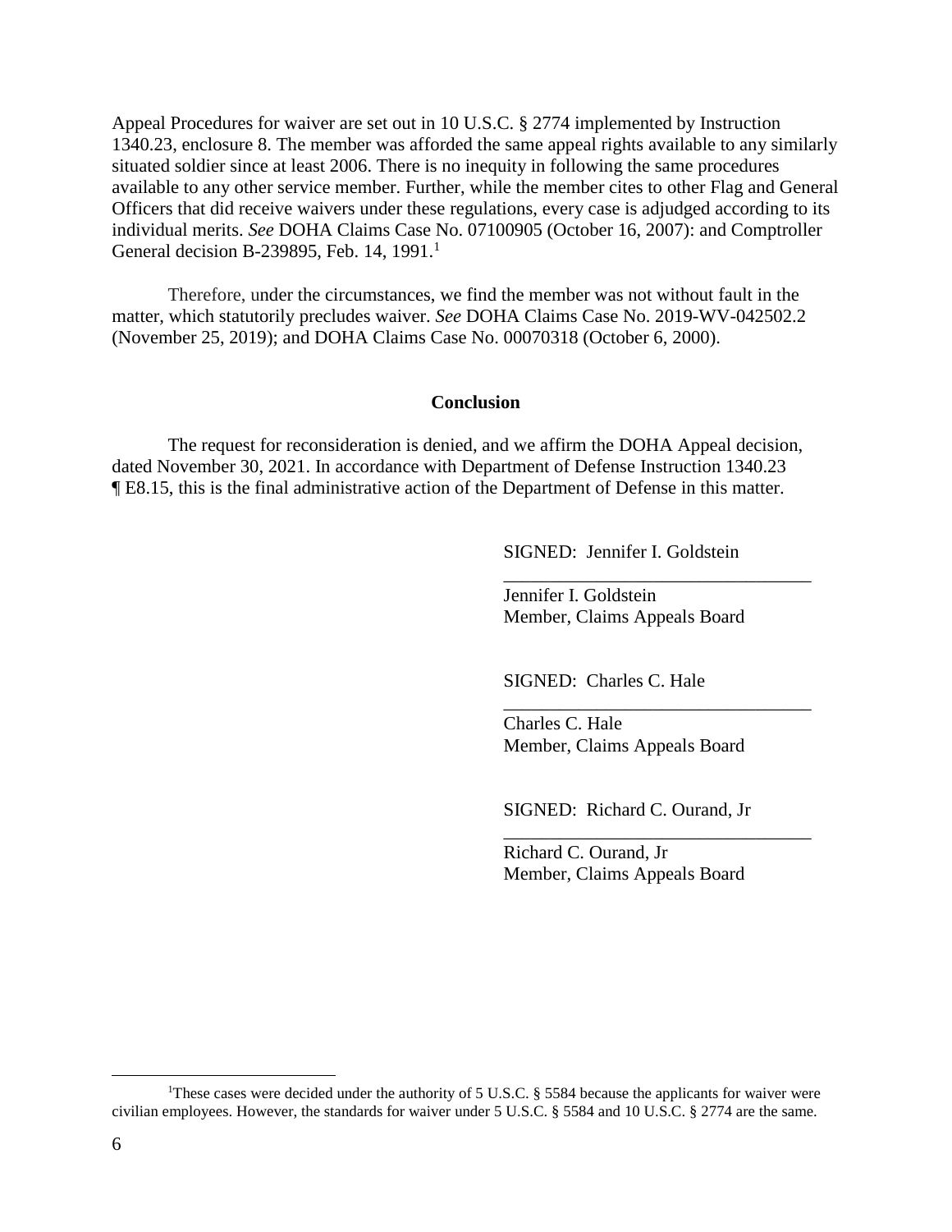Appeal Procedures for waiver are set out in 10 U.S.C. § 2774 implemented by Instruction 1340.23, enclosure 8. The member was afforded the same appeal rights available to any similarly situated soldier since at least 2006. There is no inequity in following the same procedures available to any other service member. Further, while the member cites to other Flag and General Officers that did receive waivers under these regulations, every case is adjudged according to its individual merits. *See* DOHA Claims Case No. 07100905 (October 16, 2007): and Comptroller General decision B-239895, Feb. 14, 1991.[1]

Therefore, under the circumstances, we find the member was not without fault in the matter, which statutorily precludes waiver. *See* DOHA Claims Case No. 2019-WV-042502.2 (November 25, 2019); and DOHA Claims Case No. 00070318 (October 6, 2000).

**Conclusion**

The request for reconsideration is denied, and we affirm the DOHA Appeal decision, dated November 30, 2021. In accordance with Department of Defense Instruction 1340.23 ¶ E8.15, this is the final administrative action of the Department of Defense in this matter.

SIGNED: Jennifer I. Goldstein
\_\_\_\_\_\_\_\_\_\_\_\_\_\_\_\_\_\_\_\_\_\_\_\_\_\_\_\_\_\_
Jennifer I. Goldstein
Member, Claims Appeals Board

SIGNED: Charles C. Hale
\_\_\_\_\_\_\_\_\_\_\_\_\_\_\_\_\_\_\_\_\_\_\_\_\_\_\_\_\_\_
Charles C. Hale
Member, Claims Appeals Board

SIGNED: Richard C. Ourand, Jr
\_\_\_\_\_\_\_\_\_\_\_\_\_\_\_\_\_\_\_\_\_\_\_\_\_\_\_\_\_\_
Richard C. Ourand, Jr
Member, Claims Appeals Board

---

[1] These cases were decided under the authority of 5 U.S.C. § 5584 because the applicants for waiver were civilian employees. However, the standards for waiver under 5 U.S.C. § 5584 and 10 U.S.C. § 2774 are the same.